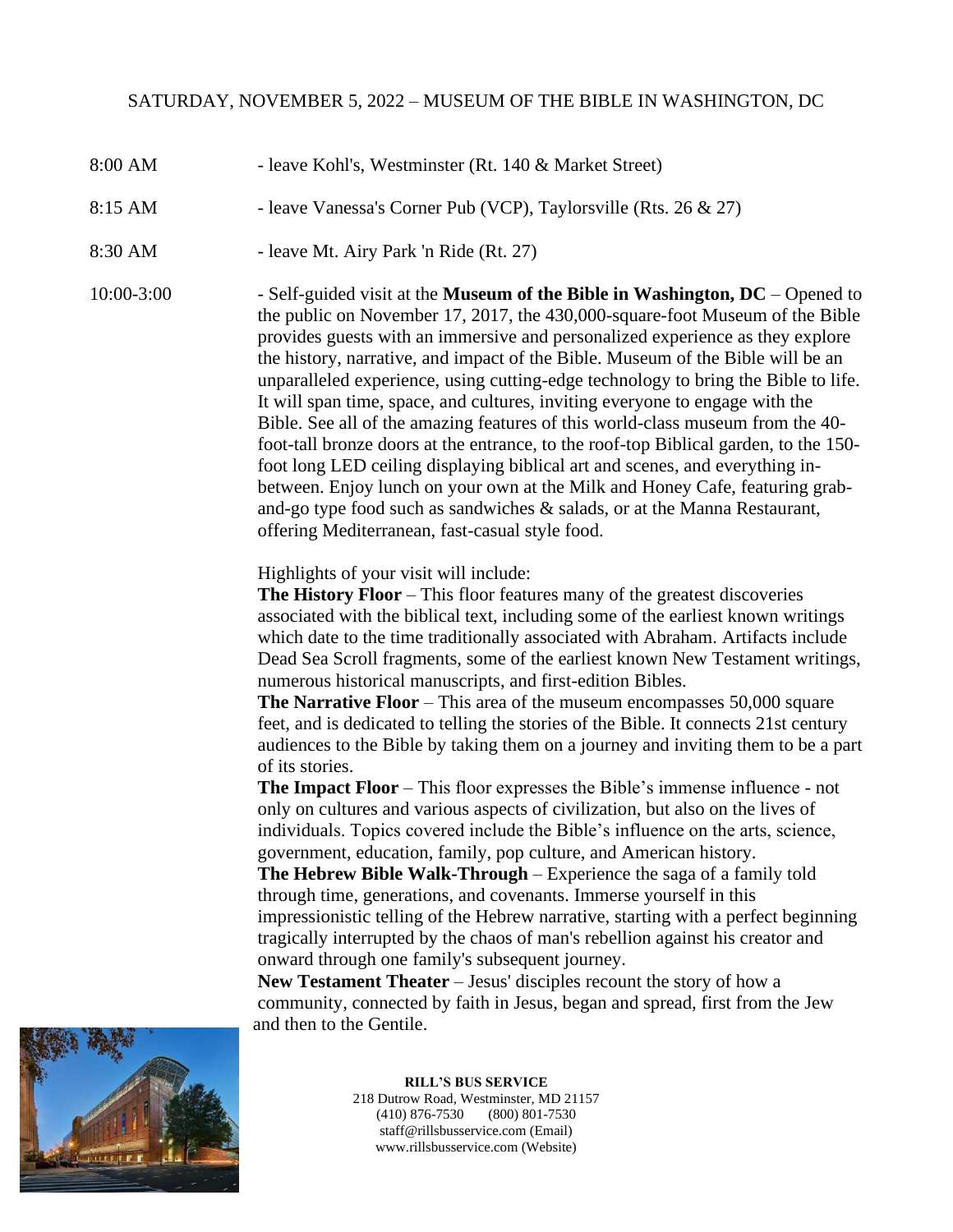SATURDAY, NOVEMBER 5, 2022 – MUSEUM OF THE BIBLE IN WASHINGTON, DC

| | |
|---|---|
| 8:00 AM | - leave Kohl's, Westminster (Rt. 140 & Market Street) |
| 8:15 AM | - leave Vanessa's Corner Pub (VCP), Taylorsville (Rts. 26 & 27) |
| 8:30 AM | - leave Mt. Airy Park 'n Ride (Rt. 27) |
| 10:00-3:00 | - Self-guided visit at the **Museum of the Bible in Washington, DC** – Opened to the public on November 17, 2017, the 430,000-square-foot Museum of the Bible provides guests with an immersive and personalized experience as they explore the history, narrative, and impact of the Bible. Museum of the Bible will be an unparalleled experience, using cutting-edge technology to bring the Bible to life. It will span time, space, and cultures, inviting everyone to engage with the Bible. See all of the amazing features of this world-class museum from the 40-foot-tall bronze doors at the entrance, to the roof-top Biblical garden, to the 150-foot long LED ceiling displaying biblical art and scenes, and everything in-between. Enjoy lunch on your own at the Milk and Honey Cafe, featuring grab-and-go type food such as sandwiches & salads, or at the Manna Restaurant, offering Mediterranean, fast-casual style food. |

Highlights of your visit will include:

**The History Floor** – This floor features many of the greatest discoveries associated with the biblical text, including some of the earliest known writings which date to the time traditionally associated with Abraham. Artifacts include Dead Sea Scroll fragments, some of the earliest known New Testament writings, numerous historical manuscripts, and first-edition Bibles.

**The Narrative Floor** – This area of the museum encompasses 50,000 square feet, and is dedicated to telling the stories of the Bible. It connects 21st century audiences to the Bible by taking them on a journey and inviting them to be a part of its stories.

**The Impact Floor** – This floor expresses the Bible's immense influence - not only on cultures and various aspects of civilization, but also on the lives of individuals. Topics covered include the Bible's influence on the arts, science, government, education, family, pop culture, and American history.

**The Hebrew Bible Walk-Through** – Experience the saga of a family told through time, generations, and covenants. Immerse yourself in this impressionistic telling of the Hebrew narrative, starting with a perfect beginning tragically interrupted by the chaos of man's rebellion against his creator and onward through one family's subsequent journey.

**New Testament Theater** – Jesus' disciples recount the story of how a community, connected by faith in Jesus, began and spread, first from the Jew and then to the Gentile.

**RILL'S BUS SERVICE**
218 Dutrow Road, Westminster, MD 21157
(410) 876-7530 (800) 801-7530
staff@rillsbusservice.com (Email)
www.rillsbusservice.com (Website)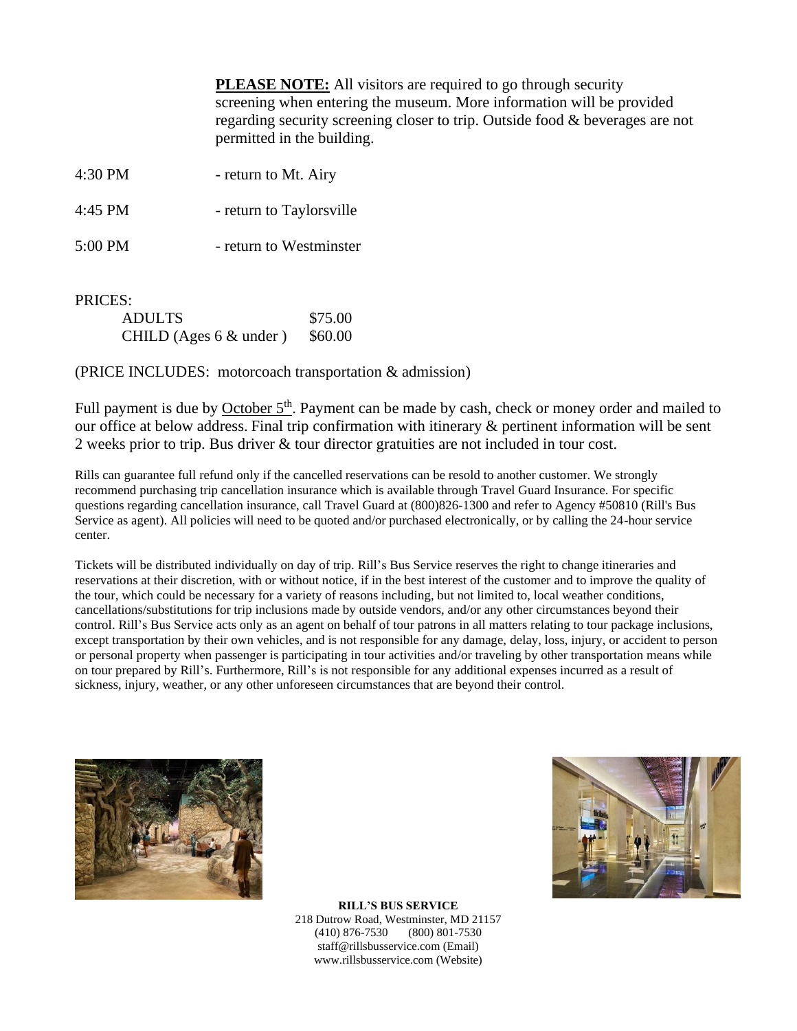**PLEASE NOTE:** All visitors are required to go through security screening when entering the museum. More information will be provided regarding security screening closer to trip. Outside food & beverages are not permitted in the building.

4:30 PM - return to Mt. Airy

4:45 PM - return to Taylorsville

5:00 PM - return to Westminster

PRICES:

| | |
|---|---|
| ADULTS | $75.00 |
| CHILD (Ages 6 & under ) | $60.00 |

(PRICE INCLUDES: motorcoach transportation & admission)

Full payment is due by October 5th. Payment can be made by cash, check or money order and mailed to our office at below address. Final trip confirmation with itinerary & pertinent information will be sent 2 weeks prior to trip. Bus driver & tour director gratuities are not included in tour cost.

Rills can guarantee full refund only if the cancelled reservations can be resold to another customer. We strongly recommend purchasing trip cancellation insurance which is available through Travel Guard Insurance. For specific questions regarding cancellation insurance, call Travel Guard at (800)826-1300 and refer to Agency #50810 (Rill's Bus Service as agent). All policies will need to be quoted and/or purchased electronically, or by calling the 24-hour service center.

Tickets will be distributed individually on day of trip. Rill's Bus Service reserves the right to change itineraries and reservations at their discretion, with or without notice, if in the best interest of the customer and to improve the quality of the tour, which could be necessary for a variety of reasons including, but not limited to, local weather conditions, cancellations/substitutions for trip inclusions made by outside vendors, and/or any other circumstances beyond their control. Rill's Bus Service acts only as an agent on behalf of tour patrons in all matters relating to tour package inclusions, except transportation by their own vehicles, and is not responsible for any damage, delay, loss, injury, or accident to person or personal property when passenger is participating in tour activities and/or traveling by other transportation means while on tour prepared by Rill's. Furthermore, Rill's is not responsible for any additional expenses incurred as a result of sickness, injury, weather, or any other unforeseen circumstances that are beyond their control.

**RILL'S BUS SERVICE**
218 Dutrow Road, Westminster, MD 21157
(410) 876-7530 (800) 801-7530
staff@rillsbusservice.com (Email)
www.rillsbusservice.com (Website)